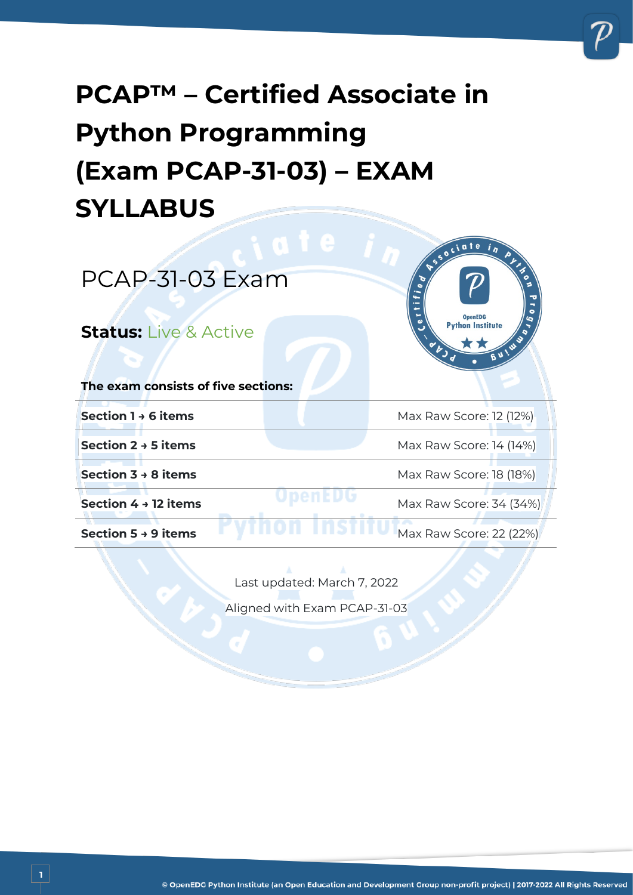# PCAP™ – Certified Associate in Python Programming (Exam PCAP-31-03) – EXAM SYLLABUS

## PCAP-31-03 Exam

**Status:** Live & Active

**The exam consists of five sections:**

| | |
|---|---|
| **Section 1 → 6 items** | Max Raw Score: 12 (12%) |
| **Section 2 → 5 items** | Max Raw Score: 14 (14%) |
| **Section 3 → 8 items** | Max Raw Score: 18 (18%) |
| **Section 4 → 12 items** | Max Raw Score: 34 (34%) |
| **Section 5 → 9 items** | Max Raw Score: 22 (22%) |

Last updated: March 7, 2022

Aligned with Exam PCAP-31-03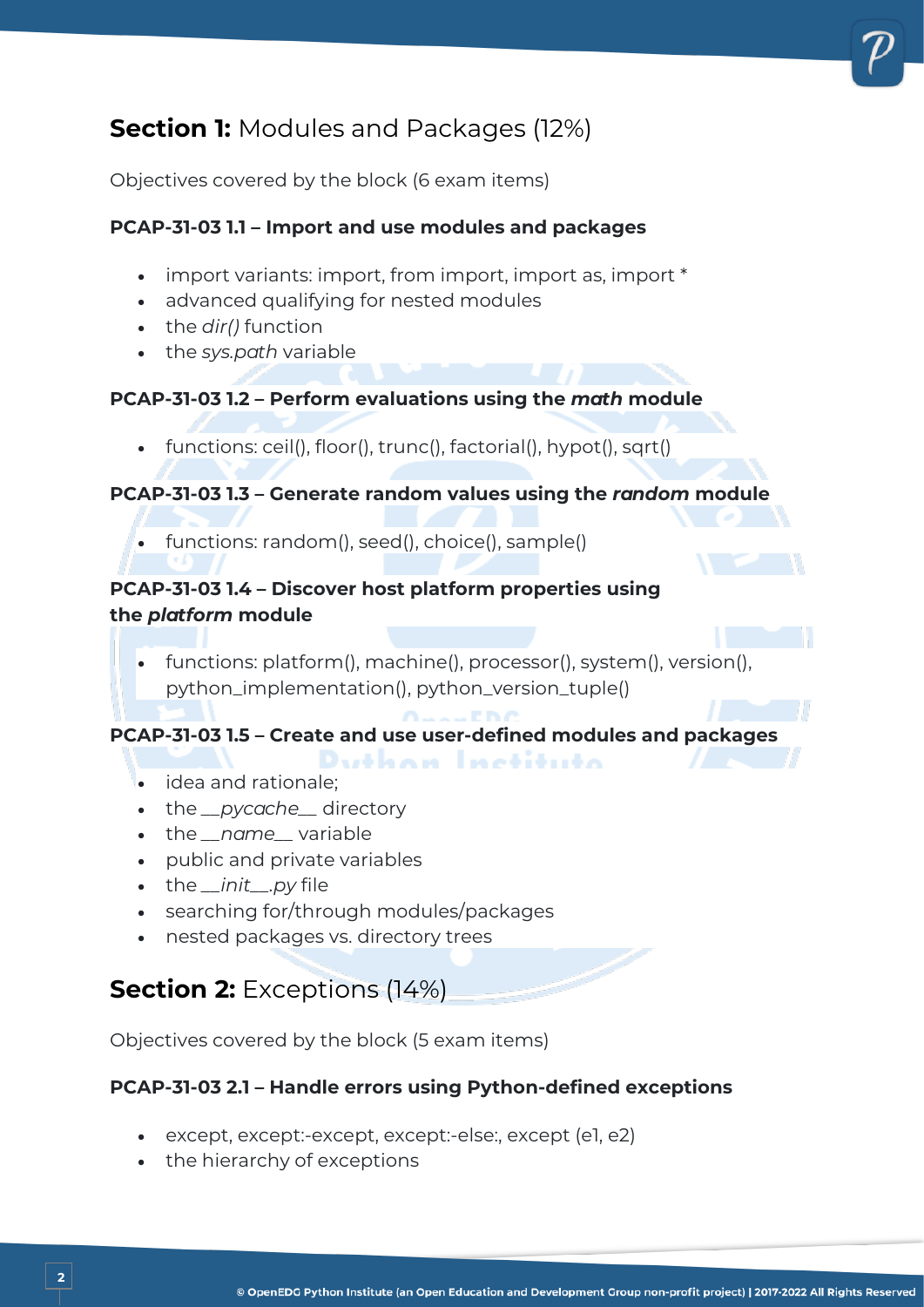## **Section 1:** Modules and Packages (12%)

Objectives covered by the block (6 exam items)

### PCAP-31-03 1.1 – Import and use modules and packages

- import variants: import, from import, import as, import *
- advanced qualifying for nested modules
- the *dir()* function
- the *sys.path* variable

### PCAP-31-03 1.2 – Perform evaluations using the *math* module

- functions: ceil(), floor(), trunc(), factorial(), hypot(), sqrt()

### PCAP-31-03 1.3 – Generate random values using the *random* module

- functions: random(), seed(), choice(), sample()

### PCAP-31-03 1.4 – Discover host platform properties using the *platform* module

- functions: platform(), machine(), processor(), system(), version(), python_implementation(), python_version_tuple()

### PCAP-31-03 1.5 – Create and use user-defined modules and packages

- idea and rationale;
- the *__pycache__* directory
- the *__name__* variable
- public and private variables
- the *__init__.py* file
- searching for/through modules/packages
- nested packages vs. directory trees

## **Section 2:** Exceptions (14%)

Objectives covered by the block (5 exam items)

### PCAP-31-03 2.1 – Handle errors using Python-defined exceptions

- except, except:-except, except:-else:, except (e1, e2)
- the hierarchy of exceptions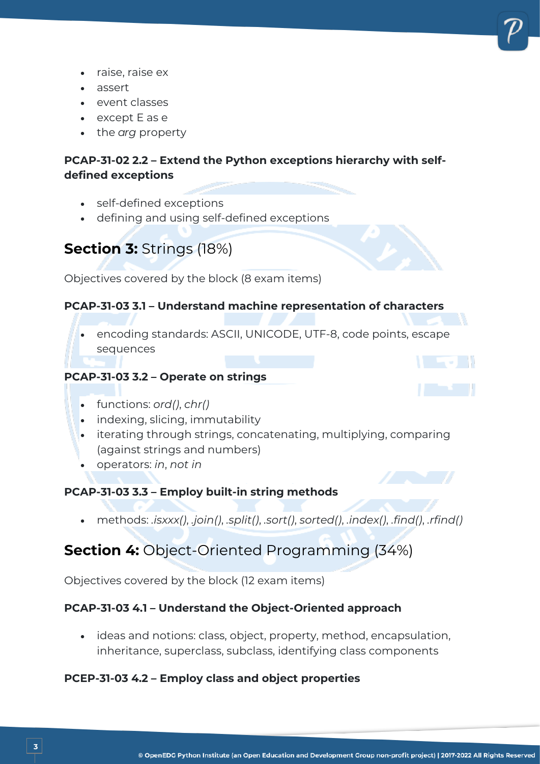- raise, raise ex
- assert
- event classes
- except E as e
- the *arg* property

**PCAP-31-02 2.2 – Extend the Python exceptions hierarchy with self-defined exceptions**

- self-defined exceptions
- defining and using self-defined exceptions

## **Section 3:** Strings (18%)

Objectives covered by the block (8 exam items)

**PCAP-31-03 3.1 – Understand machine representation of characters**

- encoding standards: ASCII, UNICODE, UTF-8, code points, escape sequences

**PCAP-31-03 3.2 – Operate on strings**

- functions: *ord()*, *chr()*
- indexing, slicing, immutability
- iterating through strings, concatenating, multiplying, comparing (against strings and numbers)
- operators: *in*, *not in*

**PCAP-31-03 3.3 – Employ built-in string methods**

- methods: *.isxxx()*, *.join()*, *.split()*, *.sort()*, *sorted()*, *.index()*, *.find()*, *.rfind()*

## **Section 4:** Object-Oriented Programming (34%)

Objectives covered by the block (12 exam items)

**PCAP-31-03 4.1 – Understand the Object-Oriented approach**

- ideas and notions: class, object, property, method, encapsulation, inheritance, superclass, subclass, identifying class components

**PCEP-31-03 4.2 – Employ class and object properties**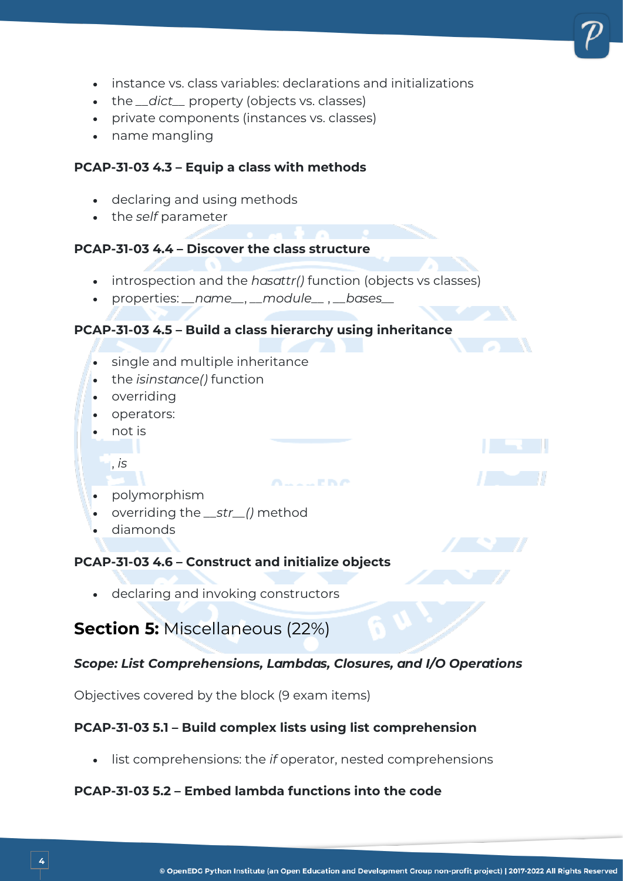- instance vs. class variables: declarations and initializations
- the *__dict__* property (objects vs. classes)
- private components (instances vs. classes)
- name mangling

**PCAP-31-03 4.3 – Equip a class with methods**

- declaring and using methods
- the *self* parameter

**PCAP-31-03 4.4 – Discover the class structure**

- introspection and the *hasattr()* function (objects vs classes)
- properties: *__name__*, *__module__* , *__bases__*

**PCAP-31-03 4.5 – Build a class hierarchy using inheritance**

- single and multiple inheritance
- the *isinstance()* function
- overriding
- operators:
- not is

, *is*

- polymorphism
- overriding the *__str__()* method
- diamonds

**PCAP-31-03 4.6 – Construct and initialize objects**

- declaring and invoking constructors

## **Section 5:** Miscellaneous (22%)

***Scope: List Comprehensions, Lambdas, Closures, and I/O Operations***

Objectives covered by the block (9 exam items)

**PCAP-31-03 5.1 – Build complex lists using list comprehension**

- list comprehensions: the *if* operator, nested comprehensions

**PCAP-31-03 5.2 – Embed lambda functions into the code**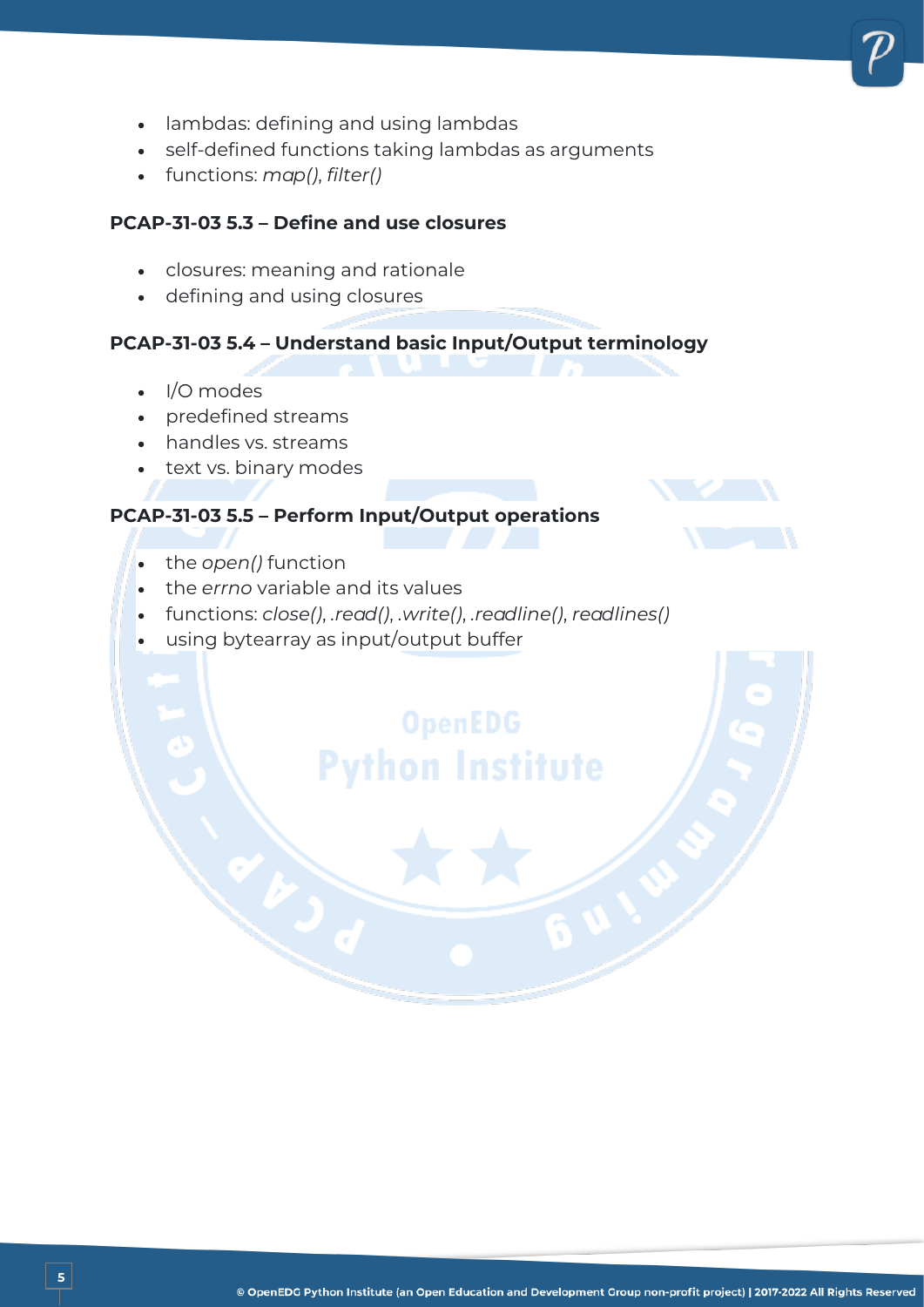- lambdas: defining and using lambdas
- self-defined functions taking lambdas as arguments
- functions: *map()*, *filter()*

**PCAP-31-03 5.3 – Define and use closures**

- closures: meaning and rationale
- defining and using closures

**PCAP-31-03 5.4 – Understand basic Input/Output terminology**

- I/O modes
- predefined streams
- handles vs. streams
- text vs. binary modes

**PCAP-31-03 5.5 – Perform Input/Output operations**

- the *open()* function
- the *errno* variable and its values
- functions: *close()*, *.read()*, *.write()*, *.readline()*, *readlines()*
- using bytearray as input/output buffer